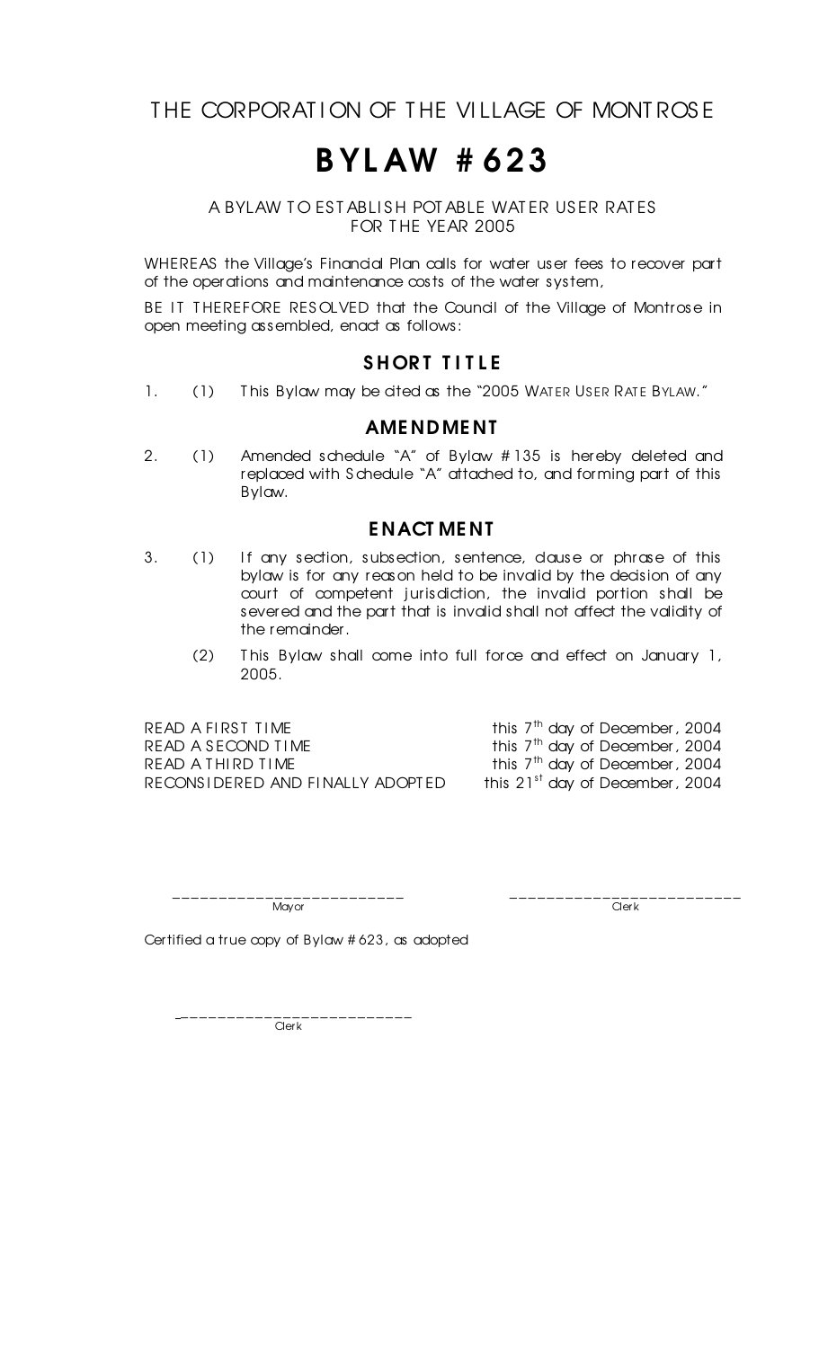THE CORPORATION OF THE VILLAGE OF MONTROSE

# BYLAW #623

A BYLAW TO ESTABLISH POTABLE WATER USER RATES
FOR THE YEAR 2005

WHEREAS the Village's Financial Plan calls for water user fees to recover part of the operations and maintenance costs of the water system,

BE IT THEREFORE RESOLVED that the Council of the Village of Montrose in open meeting assembled, enact as follows:

## SHORT TITLE

1. (1) This Bylaw may be cited as the "2005 WATER USER RATE BYLAW."

## AMENDMENT

2. (1) Amended schedule "A" of Bylaw #135 is hereby deleted and replaced with Schedule "A" attached to, and forming part of this Bylaw.

## ENACTMENT

3. (1) If any section, subsection, sentence, clause or phrase of this bylaw is for any reason held to be invalid by the decision of any court of competent jurisdiction, the invalid portion shall be severed and the part that is invalid shall not affect the validity of the remainder.

   (2) This Bylaw shall come into full force and effect on January 1, 2005.

| | |
|---|---|
| READ A FIRST TIME | this 7th day of December, 2004 |
| READ A SECOND TIME | this 7th day of December, 2004 |
| READ A THIRD TIME | this 7th day of December, 2004 |
| RECONSIDERED AND FINALLY ADOPTED | this 21st day of December, 2004 |

\_\_\_\_\_\_\_\_\_\_\_\_\_\_\_\_\_\_\_\_\_\_\_\_\_
Mayor

\_\_\_\_\_\_\_\_\_\_\_\_\_\_\_\_\_\_\_\_\_\_\_\_\_
Clerk

Certified a true copy of Bylaw #623, as adopted

\_\_\_\_\_\_\_\_\_\_\_\_\_\_\_\_\_\_\_\_\_\_\_\_\_
Clerk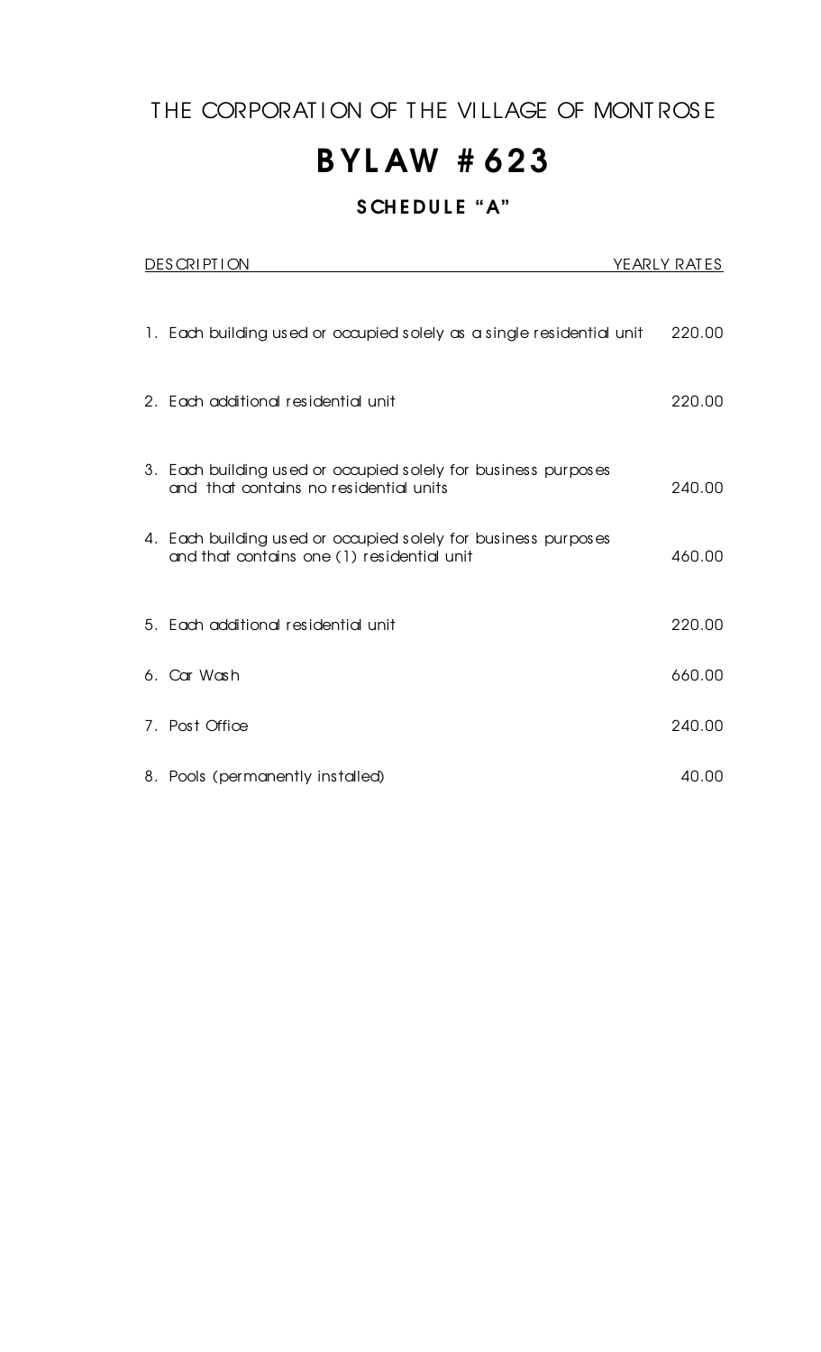THE CORPORATION OF THE VILLAGE OF MONTROSE

# BYLAW # 623

## SCHEDULE "A"

| DESCRIPTION | YEARLY RATES |
|---|---|
| 1. Each building used or occupied solely as a single residential unit | 220.00 |
| 2. Each additional residential unit | 220.00 |
| 3. Each building used or occupied solely for business purposes and that contains no residential units | 240.00 |
| 4. Each building used or occupied solely for business purposes and that contains one (1) residential unit | 460.00 |
| 5. Each additional residential unit | 220.00 |
| 6. Car Wash | 660.00 |
| 7. Post Office | 240.00 |
| 8. Pools (permanently installed) | 40.00 |